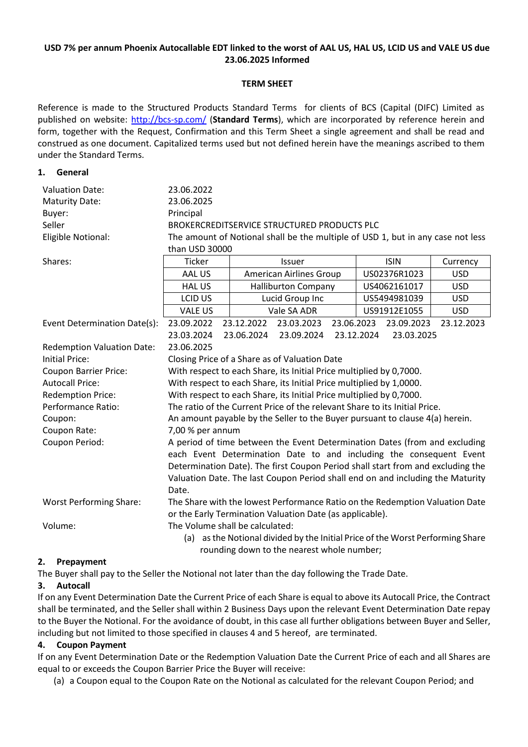**USD 7% per annum Phoenix Autocallable EDT linked to the worst of AAL US, HAL US, LCID US and VALE US due 23.06.2025 Informed**

**TERM SHEET**

Reference is made to the Structured Products Standard Terms for clients of BCS (Capital (DIFC) Limited as published on website: http://bcs-sp.com/ (**Standard Terms**), which are incorporated by reference herein and form, together with the Request, Confirmation and this Term Sheet a single agreement and shall be read and construed as one document. Capitalized terms used but not defined herein have the meanings ascribed to them under the Standard Terms.

## 1. General

Valuation Date: 23.06.2022

Maturity Date: 23.06.2025

Buyer: Principal

Seller: BROKERCREDITSERVICE STRUCTURED PRODUCTS PLC

Eligible Notional: The amount of Notional shall be the multiple of USD 1, but in any case not less than USD 30000

Shares:

| Ticker | Issuer | ISIN | Currency |
|---|---|---|---|
| AAL US | American Airlines Group | US02376R1023 | USD |
| HAL US | Halliburton Company | US4062161017 | USD |
| LCID US | Lucid Group Inc | US5494981039 | USD |
| VALE US | Vale SA ADR | US91912E1055 | USD |

Event Determination Date(s): 23.09.2022 23.12.2022 23.03.2023 23.06.2023 23.09.2023 23.12.2023 23.03.2024 23.06.2024 23.09.2024 23.12.2024 23.03.2025

Redemption Valuation Date: 23.06.2025

Initial Price: Closing Price of a Share as of Valuation Date

Coupon Barrier Price: With respect to each Share, its Initial Price multiplied by 0,7000.

Autocall Price: With respect to each Share, its Initial Price multiplied by 1,0000.

Redemption Price: With respect to each Share, its Initial Price multiplied by 0,7000.

Performance Ratio: The ratio of the Current Price of the relevant Share to its Initial Price.

Coupon: An amount payable by the Seller to the Buyer pursuant to clause 4(a) herein.

Coupon Rate: 7,00 % per annum

Coupon Period: A period of time between the Event Determination Dates (from and excluding each Event Determination Date to and including the consequent Event Determination Date). The first Coupon Period shall start from and excluding the Valuation Date. The last Coupon Period shall end on and including the Maturity Date.

Worst Performing Share: The Share with the lowest Performance Ratio on the Redemption Valuation Date or the Early Termination Valuation Date (as applicable).

Volume: The Volume shall be calculated:

(a) as the Notional divided by the Initial Price of the Worst Performing Share rounding down to the nearest whole number;

## 2. Prepayment

The Buyer shall pay to the Seller the Notional not later than the day following the Trade Date.

## 3. Autocall

If on any Event Determination Date the Current Price of each Share is equal to above its Autocall Price, the Contract shall be terminated, and the Seller shall within 2 Business Days upon the relevant Event Determination Date repay to the Buyer the Notional. For the avoidance of doubt, in this case all further obligations between Buyer and Seller, including but not limited to those specified in clauses 4 and 5 hereof, are terminated.

## 4. Coupon Payment

If on any Event Determination Date or the Redemption Valuation Date the Current Price of each and all Shares are equal to or exceeds the Coupon Barrier Price the Buyer will receive:

(a) a Coupon equal to the Coupon Rate on the Notional as calculated for the relevant Coupon Period; and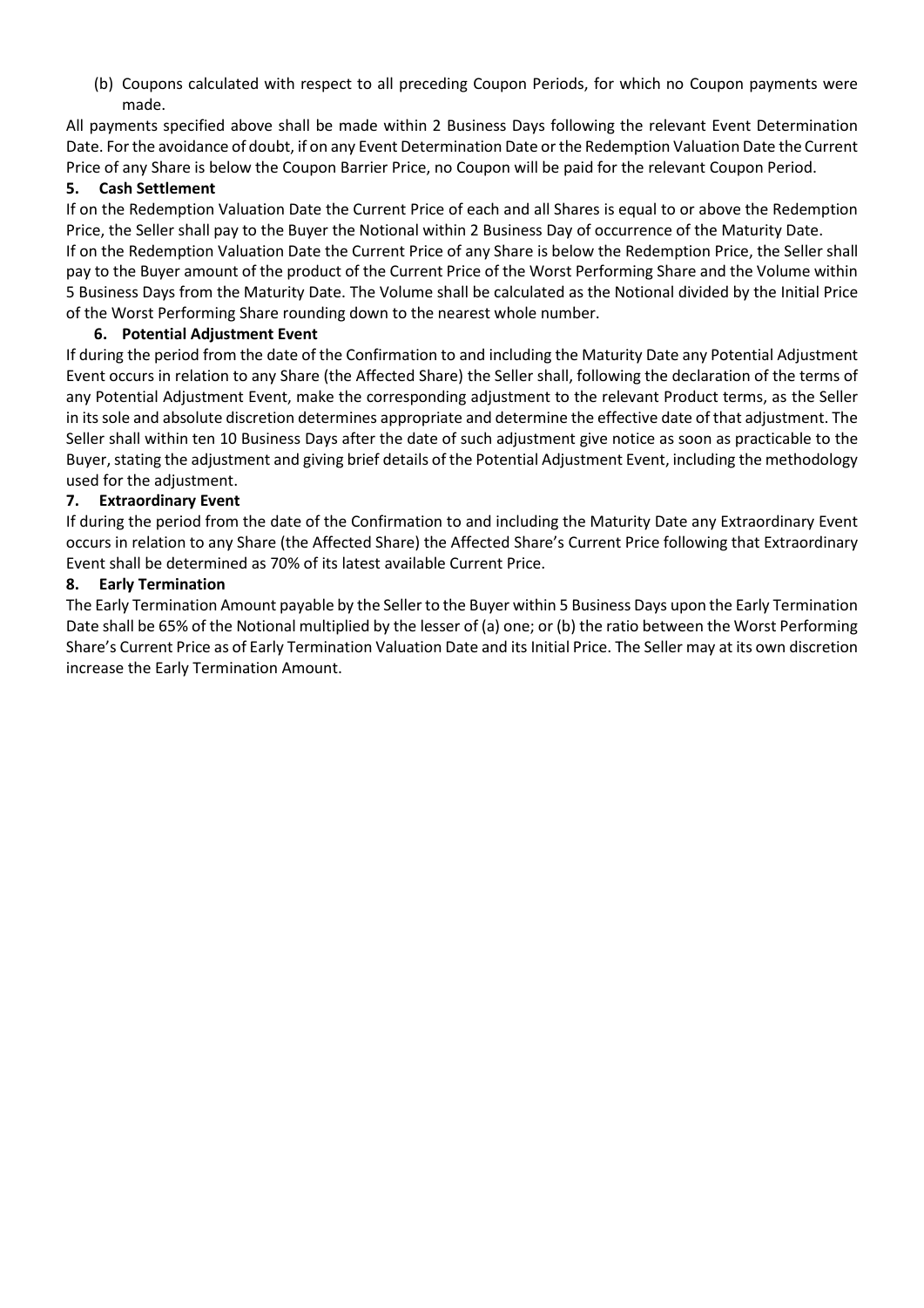(b) Coupons calculated with respect to all preceding Coupon Periods, for which no Coupon payments were made.

All payments specified above shall be made within 2 Business Days following the relevant Event Determination Date. For the avoidance of doubt, if on any Event Determination Date or the Redemption Valuation Date the Current Price of any Share is below the Coupon Barrier Price, no Coupon will be paid for the relevant Coupon Period.

**5. Cash Settlement**

If on the Redemption Valuation Date the Current Price of each and all Shares is equal to or above the Redemption Price, the Seller shall pay to the Buyer the Notional within 2 Business Day of occurrence of the Maturity Date.

If on the Redemption Valuation Date the Current Price of any Share is below the Redemption Price, the Seller shall pay to the Buyer amount of the product of the Current Price of the Worst Performing Share and the Volume within 5 Business Days from the Maturity Date. The Volume shall be calculated as the Notional divided by the Initial Price of the Worst Performing Share rounding down to the nearest whole number.

**6. Potential Adjustment Event**

If during the period from the date of the Confirmation to and including the Maturity Date any Potential Adjustment Event occurs in relation to any Share (the Affected Share) the Seller shall, following the declaration of the terms of any Potential Adjustment Event, make the corresponding adjustment to the relevant Product terms, as the Seller in its sole and absolute discretion determines appropriate and determine the effective date of that adjustment. The Seller shall within ten 10 Business Days after the date of such adjustment give notice as soon as practicable to the Buyer, stating the adjustment and giving brief details of the Potential Adjustment Event, including the methodology used for the adjustment.

**7. Extraordinary Event**

If during the period from the date of the Confirmation to and including the Maturity Date any Extraordinary Event occurs in relation to any Share (the Affected Share) the Affected Share's Current Price following that Extraordinary Event shall be determined as 70% of its latest available Current Price.

**8. Early Termination**

The Early Termination Amount payable by the Seller to the Buyer within 5 Business Days upon the Early Termination Date shall be 65% of the Notional multiplied by the lesser of (a) one; or (b) the ratio between the Worst Performing Share's Current Price as of Early Termination Valuation Date and its Initial Price. The Seller may at its own discretion increase the Early Termination Amount.